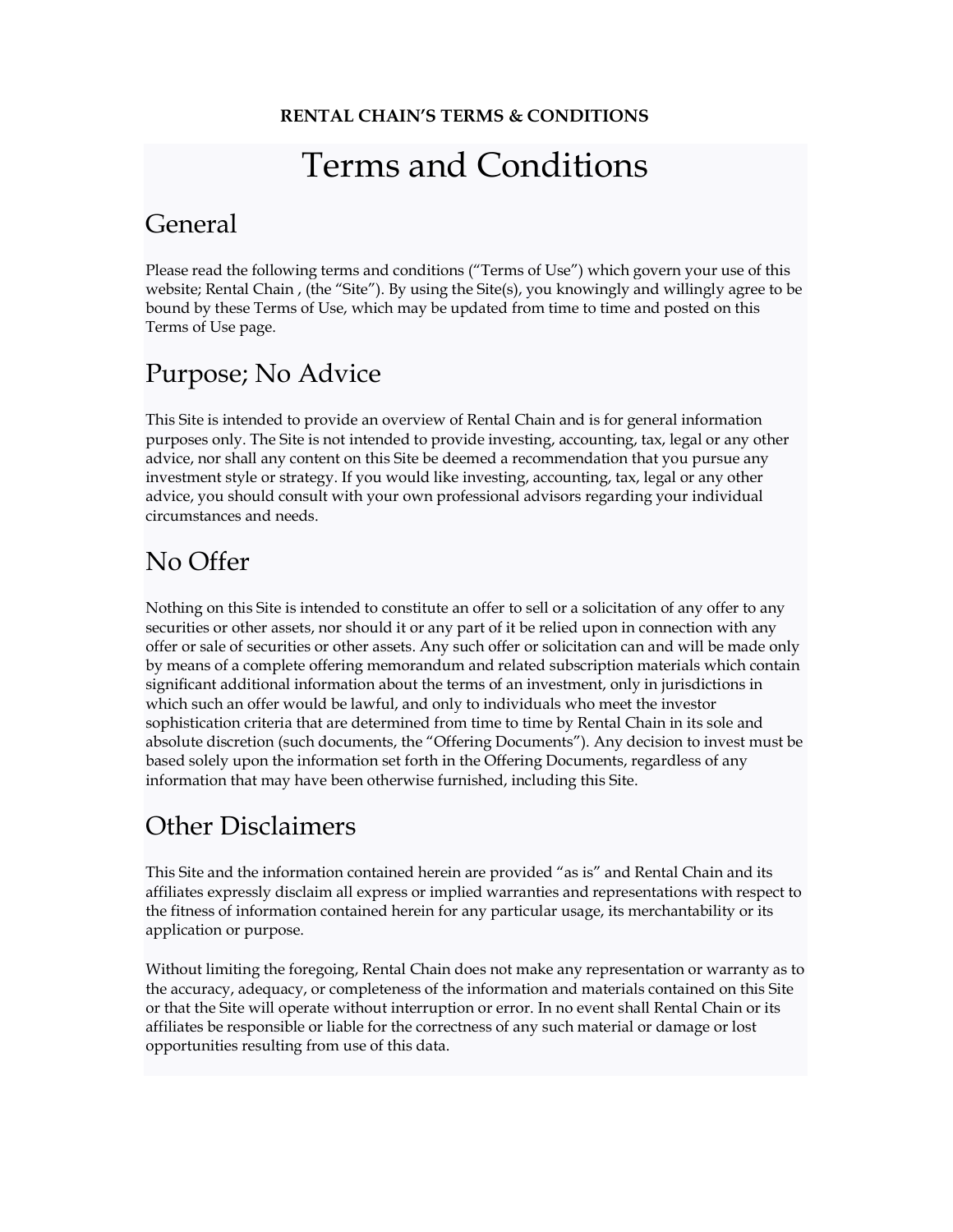**RENTAL CHAIN'S TERMS & CONDITIONS**

# Terms and Conditions

## General

Please read the following terms and conditions ("Terms of Use") which govern your use of this website; Rental Chain , (the "Site"). By using the Site(s), you knowingly and willingly agree to be bound by these Terms of Use, which may be updated from time to time and posted on this Terms of Use page.

## Purpose; No Advice

This Site is intended to provide an overview of Rental Chain and is for general information purposes only. The Site is not intended to provide investing, accounting, tax, legal or any other advice, nor shall any content on this Site be deemed a recommendation that you pursue any investment style or strategy. If you would like investing, accounting, tax, legal or any other advice, you should consult with your own professional advisors regarding your individual circumstances and needs.

## No Offer

Nothing on this Site is intended to constitute an offer to sell or a solicitation of any offer to any securities or other assets, nor should it or any part of it be relied upon in connection with any offer or sale of securities or other assets. Any such offer or solicitation can and will be made only by means of a complete offering memorandum and related subscription materials which contain significant additional information about the terms of an investment, only in jurisdictions in which such an offer would be lawful, and only to individuals who meet the investor sophistication criteria that are determined from time to time by Rental Chain in its sole and absolute discretion (such documents, the "Offering Documents"). Any decision to invest must be based solely upon the information set forth in the Offering Documents, regardless of any information that may have been otherwise furnished, including this Site.

## Other Disclaimers

This Site and the information contained herein are provided "as is" and Rental Chain and its affiliates expressly disclaim all express or implied warranties and representations with respect to the fitness of information contained herein for any particular usage, its merchantability or its application or purpose.

Without limiting the foregoing, Rental Chain does not make any representation or warranty as to the accuracy, adequacy, or completeness of the information and materials contained on this Site or that the Site will operate without interruption or error. In no event shall Rental Chain or its affiliates be responsible or liable for the correctness of any such material or damage or lost opportunities resulting from use of this data.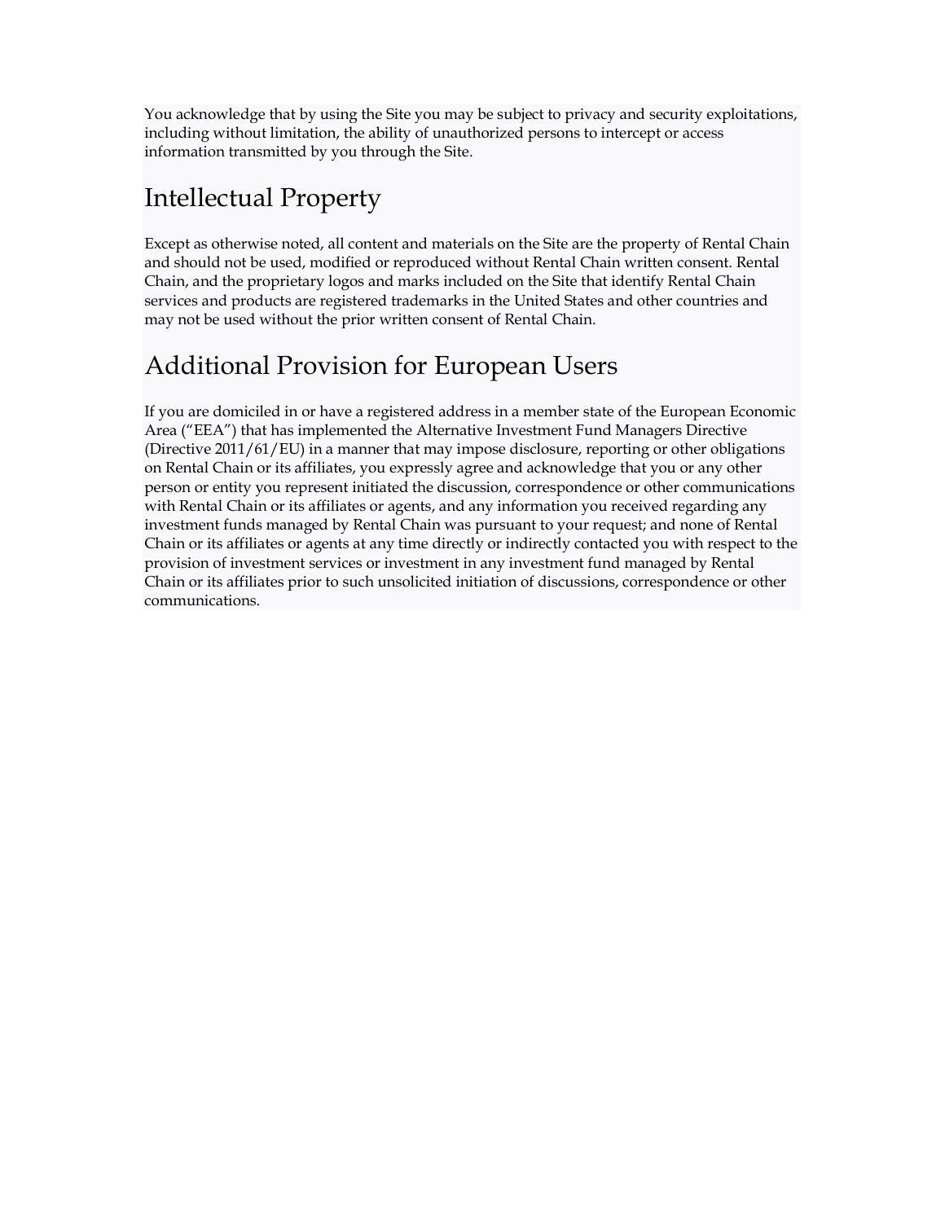You acknowledge that by using the Site you may be subject to privacy and security exploitations, including without limitation, the ability of unauthorized persons to intercept or access information transmitted by you through the Site.

## Intellectual Property

Except as otherwise noted, all content and materials on the Site are the property of Rental Chain and should not be used, modified or reproduced without Rental Chain written consent. Rental Chain, and the proprietary logos and marks included on the Site that identify Rental Chain services and products are registered trademarks in the United States and other countries and may not be used without the prior written consent of Rental Chain.

## Additional Provision for European Users

If you are domiciled in or have a registered address in a member state of the European Economic Area ("EEA") that has implemented the Alternative Investment Fund Managers Directive (Directive 2011/61/EU) in a manner that may impose disclosure, reporting or other obligations on Rental Chain or its affiliates, you expressly agree and acknowledge that you or any other person or entity you represent initiated the discussion, correspondence or other communications with Rental Chain or its affiliates or agents, and any information you received regarding any investment funds managed by Rental Chain was pursuant to your request; and none of Rental Chain or its affiliates or agents at any time directly or indirectly contacted you with respect to the provision of investment services or investment in any investment fund managed by Rental Chain or its affiliates prior to such unsolicited initiation of discussions, correspondence or other communications.